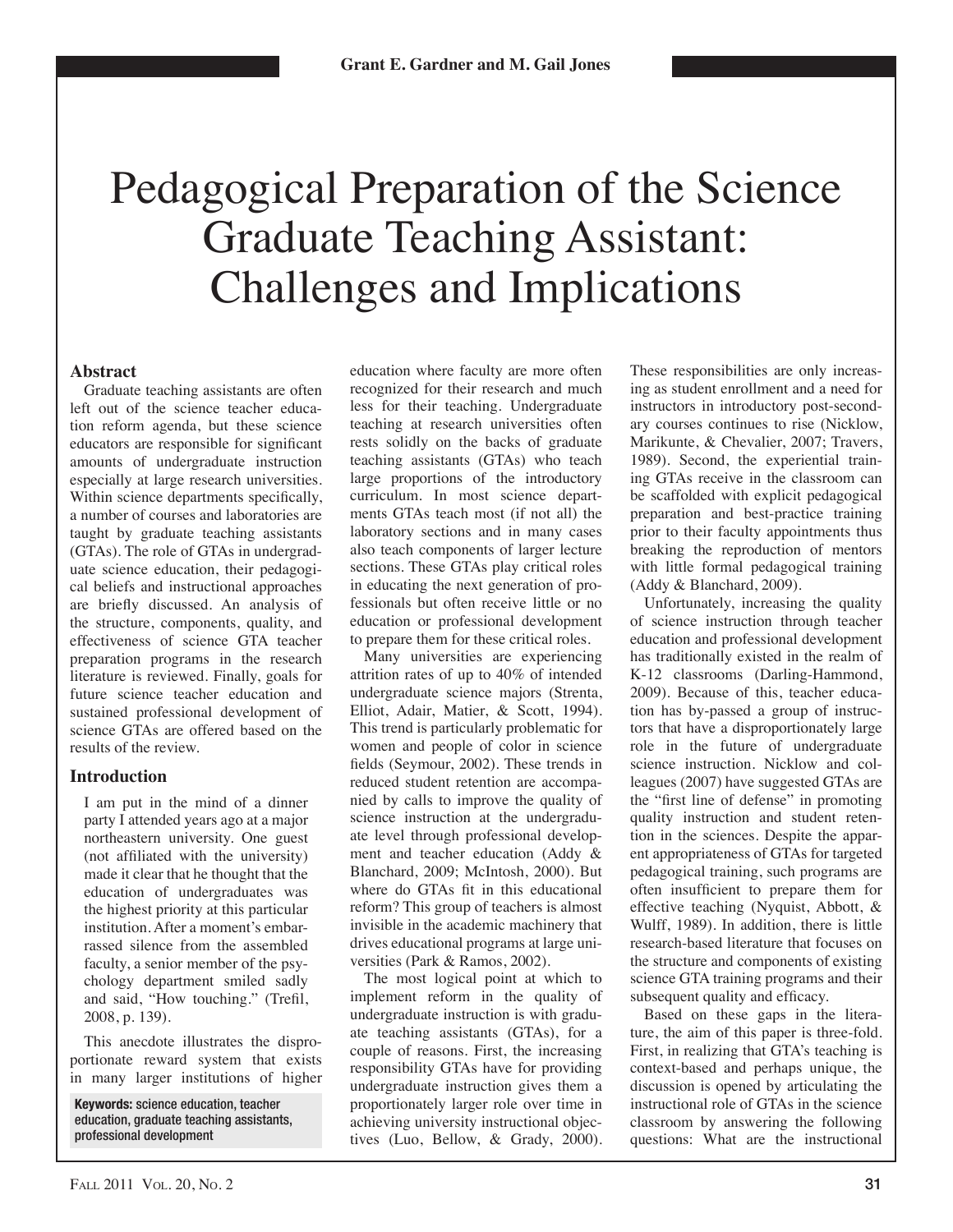Grant E. Gardner and M. Gail Jones

# Pedagogical Preparation of the Science Graduate Teaching Assistant: Challenges and Implications

## Abstract

Graduate teaching assistants are often left out of the science teacher education reform agenda, but these science educators are responsible for significant amounts of undergraduate instruction especially at large research universities. Within science departments specifically, a number of courses and laboratories are taught by graduate teaching assistants (GTAs). The role of GTAs in undergraduate science education, their pedagogical beliefs and instructional approaches are briefly discussed. An analysis of the structure, components, quality, and effectiveness of science GTA teacher preparation programs in the research literature is reviewed. Finally, goals for future science teacher education and sustained professional development of science GTAs are offered based on the results of the review.

**Keywords:** science education, teacher education, graduate teaching assistants, professional development

## Introduction

I am put in the mind of a dinner party I attended years ago at a major northeastern university. One guest (not affiliated with the university) made it clear that he thought that the education of undergraduates was the highest priority at this particular institution. After a moment's embarrassed silence from the assembled faculty, a senior member of the psychology department smiled sadly and said, "How touching." (Trefil, 2008, p. 139).

This anecdote illustrates the disproportionate reward system that exists in many larger institutions of higher education where faculty are more often recognized for their research and much less for their teaching. Undergraduate teaching at research universities often rests solidly on the backs of graduate teaching assistants (GTAs) who teach large proportions of the introductory curriculum. In most science departments GTAs teach most (if not all) the laboratory sections and in many cases also teach components of larger lecture sections. These GTAs play critical roles in educating the next generation of professionals but often receive little or no education or professional development to prepare them for these critical roles.

Many universities are experiencing attrition rates of up to 40% of intended undergraduate science majors (Strenta, Elliot, Adair, Matier, & Scott, 1994). This trend is particularly problematic for women and people of color in science fields (Seymour, 2002). These trends in reduced student retention are accompanied by calls to improve the quality of science instruction at the undergraduate level through professional development and teacher education (Addy & Blanchard, 2009; McIntosh, 2000). But where do GTAs fit in this educational reform? This group of teachers is almost invisible in the academic machinery that drives educational programs at large universities (Park & Ramos, 2002).

The most logical point at which to implement reform in the quality of undergraduate instruction is with graduate teaching assistants (GTAs), for a couple of reasons. First, the increasing responsibility GTAs have for providing undergraduate instruction gives them a proportionately larger role over time in achieving university instructional objectives (Luo, Bellow, & Grady, 2000). These responsibilities are only increasing as student enrollment and a need for instructors in introductory post-secondary courses continues to rise (Nicklow, Marikunte, & Chevalier, 2007; Travers, 1989). Second, the experiential training GTAs receive in the classroom can be scaffolded with explicit pedagogical preparation and best-practice training prior to their faculty appointments thus breaking the reproduction of mentors with little formal pedagogical training (Addy & Blanchard, 2009).

Unfortunately, increasing the quality of science instruction through teacher education and professional development has traditionally existed in the realm of K-12 classrooms (Darling-Hammond, 2009). Because of this, teacher education has by-passed a group of instructors that have a disproportionately large role in the future of undergraduate science instruction. Nicklow and colleagues (2007) have suggested GTAs are the "first line of defense" in promoting quality instruction and student retention in the sciences. Despite the apparent appropriateness of GTAs for targeted pedagogical training, such programs are often insufficient to prepare them for effective teaching (Nyquist, Abbott, & Wulff, 1989). In addition, there is little research-based literature that focuses on the structure and components of existing science GTA training programs and their subsequent quality and efficacy.

Based on these gaps in the literature, the aim of this paper is three-fold. First, in realizing that GTA's teaching is context-based and perhaps unique, the discussion is opened by articulating the instructional role of GTAs in the science classroom by answering the following questions: What are the instructional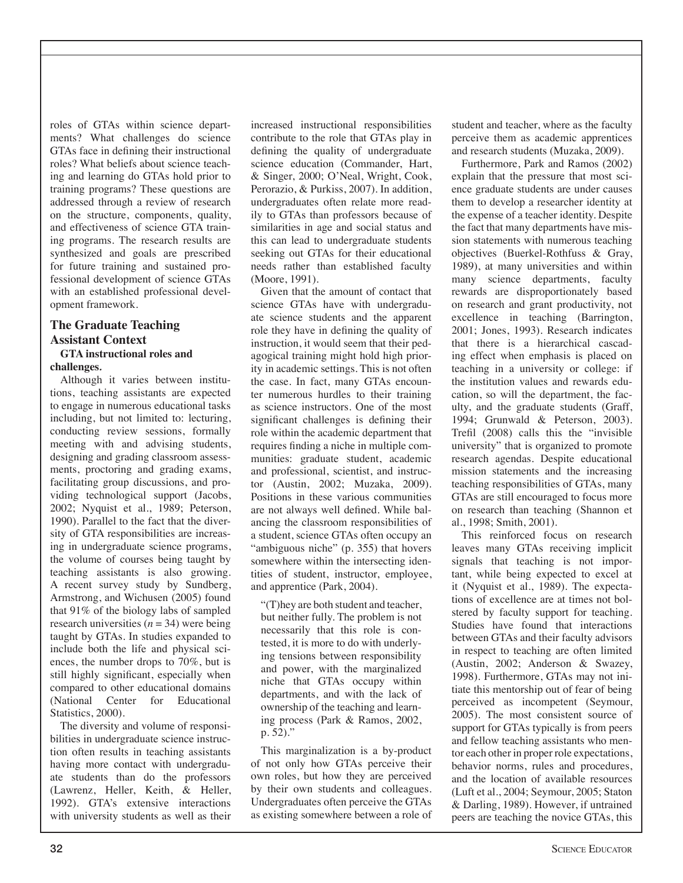roles of GTAs within science departments? What challenges do science GTAs face in defining their instructional roles? What beliefs about science teaching and learning do GTAs hold prior to training programs? These questions are addressed through a review of research on the structure, components, quality, and effectiveness of science GTA training programs. The research results are synthesized and goals are prescribed for future training and sustained professional development of science GTAs with an established professional development framework.

## The Graduate Teaching Assistant Context

### GTA instructional roles and challenges.

Although it varies between institutions, teaching assistants are expected to engage in numerous educational tasks including, but not limited to: lecturing, conducting review sessions, formally meeting with and advising students, designing and grading classroom assessments, proctoring and grading exams, facilitating group discussions, and providing technological support (Jacobs, 2002; Nyquist et al., 1989; Peterson, 1990). Parallel to the fact that the diversity of GTA responsibilities are increasing in undergraduate science programs, the volume of courses being taught by teaching assistants is also growing. A recent survey study by Sundberg, Armstrong, and Wichusen (2005) found that 91% of the biology labs of sampled research universities ($n = 34$) were being taught by GTAs. In studies expanded to include both the life and physical sciences, the number drops to 70%, but is still highly significant, especially when compared to other educational domains (National Center for Educational Statistics, 2000).

The diversity and volume of responsibilities in undergraduate science instruction often results in teaching assistants having more contact with undergraduate students than do the professors (Lawrenz, Heller, Keith, & Heller, 1992). GTA's extensive interactions with university students as well as their increased instructional responsibilities contribute to the role that GTAs play in defining the quality of undergraduate science education (Commander, Hart, & Singer, 2000; O'Neal, Wright, Cook, Perorazio, & Purkiss, 2007). In addition, undergraduates often relate more readily to GTAs than professors because of similarities in age and social status and this can lead to undergraduate students seeking out GTAs for their educational needs rather than established faculty (Moore, 1991).

Given that the amount of contact that science GTAs have with undergraduate science students and the apparent role they have in defining the quality of instruction, it would seem that their pedagogical training might hold high priority in academic settings. This is not often the case. In fact, many GTAs encounter numerous hurdles to their training as science instructors. One of the most significant challenges is defining their role within the academic department that requires finding a niche in multiple communities: graduate student, academic and professional, scientist, and instructor (Austin, 2002; Muzaka, 2009). Positions in these various communities are not always well defined. While balancing the classroom responsibilities of a student, science GTAs often occupy an "ambiguous niche" (p. 355) that hovers somewhere within the intersecting identities of student, instructor, employee, and apprentice (Park, 2004).

> "(T)hey are both student and teacher, but neither fully. The problem is not necessarily that this role is contested, it is more to do with underlying tensions between responsibility and power, with the marginalized niche that GTAs occupy within departments, and with the lack of ownership of the teaching and learning process (Park & Ramos, 2002, p. 52)."

This marginalization is a by-product of not only how GTAs perceive their own roles, but how they are perceived by their own students and colleagues. Undergraduates often perceive the GTAs as existing somewhere between a role of student and teacher, where as the faculty perceive them as academic apprentices and research students (Muzaka, 2009).

Furthermore, Park and Ramos (2002) explain that the pressure that most science graduate students are under causes them to develop a researcher identity at the expense of a teacher identity. Despite the fact that many departments have mission statements with numerous teaching objectives (Buerkel-Rothfuss & Gray, 1989), at many universities and within many science departments, faculty rewards are disproportionately based on research and grant productivity, not excellence in teaching (Barrington, 2001; Jones, 1993). Research indicates that there is a hierarchical cascading effect when emphasis is placed on teaching in a university or college: if the institution values and rewards education, so will the department, the faculty, and the graduate students (Graff, 1994; Grunwald & Peterson, 2003). Trefil (2008) calls this the "invisible university" that is organized to promote research agendas. Despite educational mission statements and the increasing teaching responsibilities of GTAs, many GTAs are still encouraged to focus more on research than teaching (Shannon et al., 1998; Smith, 2001).

This reinforced focus on research leaves many GTAs receiving implicit signals that teaching is not important, while being expected to excel at it (Nyquist et al., 1989). The expectations of excellence are at times not bolstered by faculty support for teaching. Studies have found that interactions between GTAs and their faculty advisors in respect to teaching are often limited (Austin, 2002; Anderson & Swazey, 1998). Furthermore, GTAs may not initiate this mentorship out of fear of being perceived as incompetent (Seymour, 2005). The most consistent source of support for GTAs typically is from peers and fellow teaching assistants who mentor each other in proper role expectations, behavior norms, rules and procedures, and the location of available resources (Luft et al., 2004; Seymour, 2005; Staton & Darling, 1989). However, if untrained peers are teaching the novice GTAs, this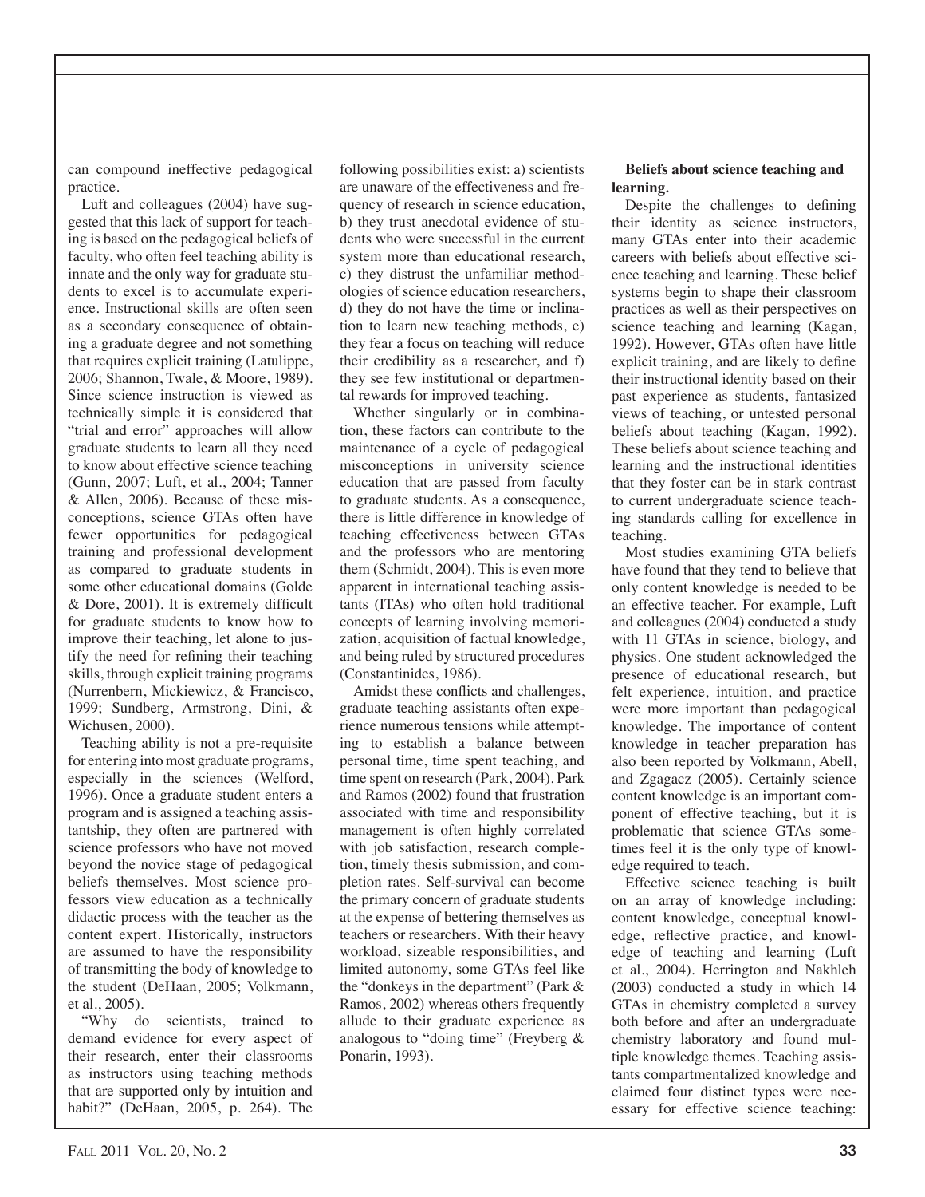can compound ineffective pedagogical practice.

Luft and colleagues (2004) have suggested that this lack of support for teaching is based on the pedagogical beliefs of faculty, who often feel teaching ability is innate and the only way for graduate students to excel is to accumulate experience. Instructional skills are often seen as a secondary consequence of obtaining a graduate degree and not something that requires explicit training (Latulippe, 2006; Shannon, Twale, & Moore, 1989). Since science instruction is viewed as technically simple it is considered that "trial and error" approaches will allow graduate students to learn all they need to know about effective science teaching (Gunn, 2007; Luft, et al., 2004; Tanner & Allen, 2006). Because of these misconceptions, science GTAs often have fewer opportunities for pedagogical training and professional development as compared to graduate students in some other educational domains (Golde & Dore, 2001). It is extremely difficult for graduate students to know how to improve their teaching, let alone to justify the need for refining their teaching skills, through explicit training programs (Nurrenbern, Mickiewicz, & Francisco, 1999; Sundberg, Armstrong, Dini, & Wichusen, 2000).

Teaching ability is not a pre-requisite for entering into most graduate programs, especially in the sciences (Welford, 1996). Once a graduate student enters a program and is assigned a teaching assistantship, they often are partnered with science professors who have not moved beyond the novice stage of pedagogical beliefs themselves. Most science professors view education as a technically didactic process with the teacher as the content expert. Historically, instructors are assumed to have the responsibility of transmitting the body of knowledge to the student (DeHaan, 2005; Volkmann, et al., 2005).

"Why do scientists, trained to demand evidence for every aspect of their research, enter their classrooms as instructors using teaching methods that are supported only by intuition and habit?" (DeHaan, 2005, p. 264). The following possibilities exist: a) scientists are unaware of the effectiveness and frequency of research in science education, b) they trust anecdotal evidence of students who were successful in the current system more than educational research, c) they distrust the unfamiliar methodologies of science education researchers, d) they do not have the time or inclination to learn new teaching methods, e) they fear a focus on teaching will reduce their credibility as a researcher, and f) they see few institutional or departmental rewards for improved teaching.

Whether singularly or in combination, these factors can contribute to the maintenance of a cycle of pedagogical misconceptions in university science education that are passed from faculty to graduate students. As a consequence, there is little difference in knowledge of teaching effectiveness between GTAs and the professors who are mentoring them (Schmidt, 2004). This is even more apparent in international teaching assistants (ITAs) who often hold traditional concepts of learning involving memorization, acquisition of factual knowledge, and being ruled by structured procedures (Constantinides, 1986).

Amidst these conflicts and challenges, graduate teaching assistants often experience numerous tensions while attempting to establish a balance between personal time, time spent teaching, and time spent on research (Park, 2004). Park and Ramos (2002) found that frustration associated with time and responsibility management is often highly correlated with job satisfaction, research completion, timely thesis submission, and completion rates. Self-survival can become the primary concern of graduate students at the expense of bettering themselves as teachers or researchers. With their heavy workload, sizeable responsibilities, and limited autonomy, some GTAs feel like the "donkeys in the department" (Park & Ramos, 2002) whereas others frequently allude to their graduate experience as analogous to "doing time" (Freyberg & Ponarin, 1993).

**Beliefs about science teaching and learning.**

Despite the challenges to defining their identity as science instructors, many GTAs enter into their academic careers with beliefs about effective science teaching and learning. These belief systems begin to shape their classroom practices as well as their perspectives on science teaching and learning (Kagan, 1992). However, GTAs often have little explicit training, and are likely to define their instructional identity based on their past experience as students, fantasized views of teaching, or untested personal beliefs about teaching (Kagan, 1992). These beliefs about science teaching and learning and the instructional identities that they foster can be in stark contrast to current undergraduate science teaching standards calling for excellence in teaching.

Most studies examining GTA beliefs have found that they tend to believe that only content knowledge is needed to be an effective teacher. For example, Luft and colleagues (2004) conducted a study with 11 GTAs in science, biology, and physics. One student acknowledged the presence of educational research, but felt experience, intuition, and practice were more important than pedagogical knowledge. The importance of content knowledge in teacher preparation has also been reported by Volkmann, Abell, and Zgagacz (2005). Certainly science content knowledge is an important component of effective teaching, but it is problematic that science GTAs sometimes feel it is the only type of knowledge required to teach.

Effective science teaching is built on an array of knowledge including: content knowledge, conceptual knowledge, reflective practice, and knowledge of teaching and learning (Luft et al., 2004). Herrington and Nakhleh (2003) conducted a study in which 14 GTAs in chemistry completed a survey both before and after an undergraduate chemistry laboratory and found multiple knowledge themes. Teaching assistants compartmentalized knowledge and claimed four distinct types were necessary for effective science teaching: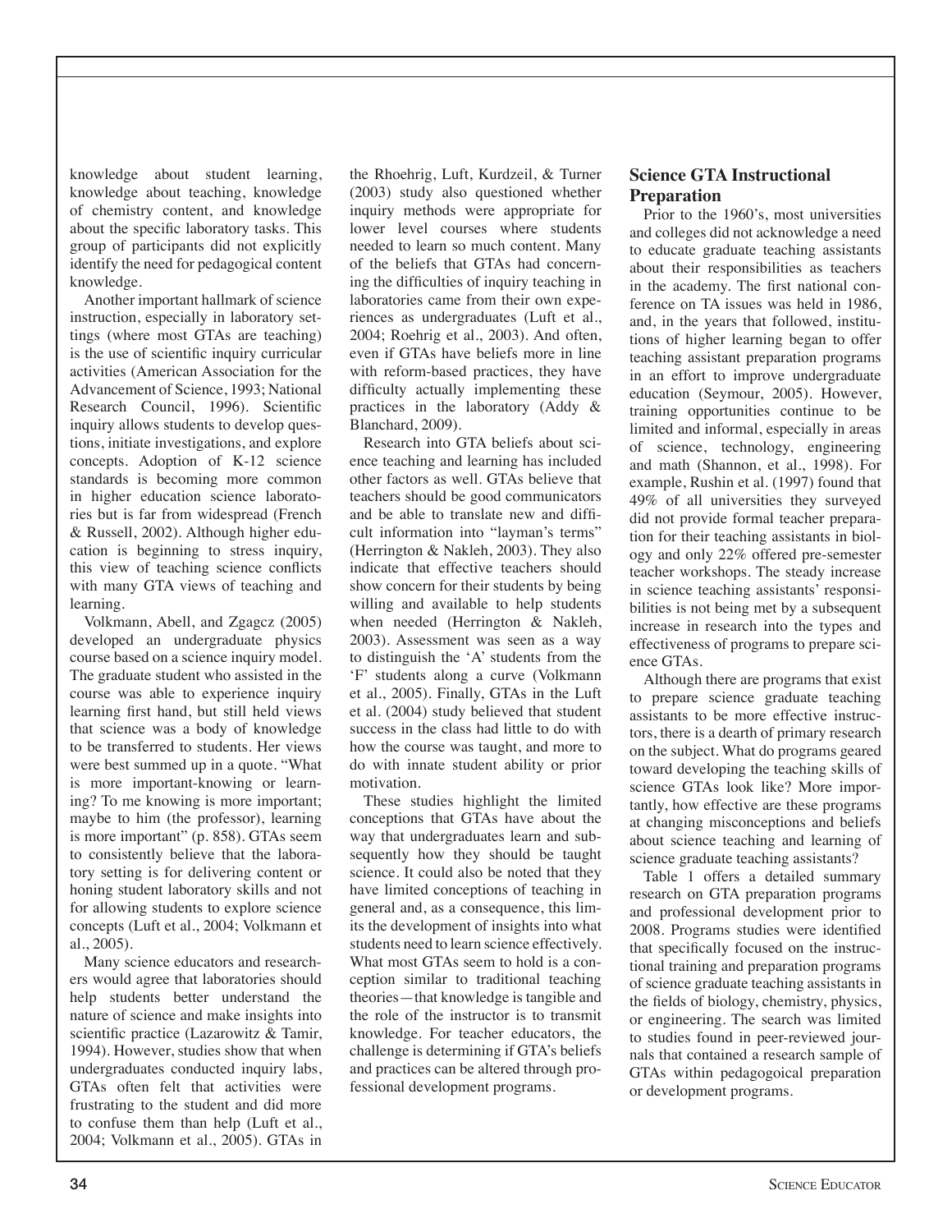knowledge about student learning, knowledge about teaching, knowledge of chemistry content, and knowledge about the specific laboratory tasks. This group of participants did not explicitly identify the need for pedagogical content knowledge.

Another important hallmark of science instruction, especially in laboratory settings (where most GTAs are teaching) is the use of scientific inquiry curricular activities (American Association for the Advancement of Science, 1993; National Research Council, 1996). Scientific inquiry allows students to develop questions, initiate investigations, and explore concepts. Adoption of K-12 science standards is becoming more common in higher education science laboratories but is far from widespread (French & Russell, 2002). Although higher education is beginning to stress inquiry, this view of teaching science conflicts with many GTA views of teaching and learning.

Volkmann, Abell, and Zgagcz (2005) developed an undergraduate physics course based on a science inquiry model. The graduate student who assisted in the course was able to experience inquiry learning first hand, but still held views that science was a body of knowledge to be transferred to students. Her views were best summed up in a quote. "What is more important-knowing or learning? To me knowing is more important; maybe to him (the professor), learning is more important" (p. 858). GTAs seem to consistently believe that the laboratory setting is for delivering content or honing student laboratory skills and not for allowing students to explore science concepts (Luft et al., 2004; Volkmann et al., 2005).

Many science educators and researchers would agree that laboratories should help students better understand the nature of science and make insights into scientific practice (Lazarowitz & Tamir, 1994). However, studies show that when undergraduates conducted inquiry labs, GTAs often felt that activities were frustrating to the student and did more to confuse them than help (Luft et al., 2004; Volkmann et al., 2005). GTAs in the Rhoehrig, Luft, Kurdzeil, & Turner (2003) study also questioned whether inquiry methods were appropriate for lower level courses where students needed to learn so much content. Many of the beliefs that GTAs had concerning the difficulties of inquiry teaching in laboratories came from their own experiences as undergraduates (Luft et al., 2004; Roehrig et al., 2003). And often, even if GTAs have beliefs more in line with reform-based practices, they have difficulty actually implementing these practices in the laboratory (Addy & Blanchard, 2009).

Research into GTA beliefs about science teaching and learning has included other factors as well. GTAs believe that teachers should be good communicators and be able to translate new and difficult information into "layman's terms" (Herrington & Nakleh, 2003). They also indicate that effective teachers should show concern for their students by being willing and available to help students when needed (Herrington & Nakleh, 2003). Assessment was seen as a way to distinguish the 'A' students from the 'F' students along a curve (Volkmann et al., 2005). Finally, GTAs in the Luft et al. (2004) study believed that student success in the class had little to do with how the course was taught, and more to do with innate student ability or prior motivation.

These studies highlight the limited conceptions that GTAs have about the way that undergraduates learn and subsequently how they should be taught science. It could also be noted that they have limited conceptions of teaching in general and, as a consequence, this limits the development of insights into what students need to learn science effectively. What most GTAs seem to hold is a conception similar to traditional teaching theories—that knowledge is tangible and the role of the instructor is to transmit knowledge. For teacher educators, the challenge is determining if GTA's beliefs and practices can be altered through professional development programs.

## Science GTA Instructional Preparation

Prior to the 1960's, most universities and colleges did not acknowledge a need to educate graduate teaching assistants about their responsibilities as teachers in the academy. The first national conference on TA issues was held in 1986, and, in the years that followed, institutions of higher learning began to offer teaching assistant preparation programs in an effort to improve undergraduate education (Seymour, 2005). However, training opportunities continue to be limited and informal, especially in areas of science, technology, engineering and math (Shannon, et al., 1998). For example, Rushin et al. (1997) found that 49% of all universities they surveyed did not provide formal teacher preparation for their teaching assistants in biology and only 22% offered pre-semester teacher workshops. The steady increase in science teaching assistants' responsibilities is not being met by a subsequent increase in research into the types and effectiveness of programs to prepare science GTAs.

Although there are programs that exist to prepare science graduate teaching assistants to be more effective instructors, there is a dearth of primary research on the subject. What do programs geared toward developing the teaching skills of science GTAs look like? More importantly, how effective are these programs at changing misconceptions and beliefs about science teaching and learning of science graduate teaching assistants?

Table 1 offers a detailed summary research on GTA preparation programs and professional development prior to 2008. Programs studies were identified that specifically focused on the instructional training and preparation programs of science graduate teaching assistants in the fields of biology, chemistry, physics, or engineering. The search was limited to studies found in peer-reviewed journals that contained a research sample of GTAs within pedagogoical preparation or development programs.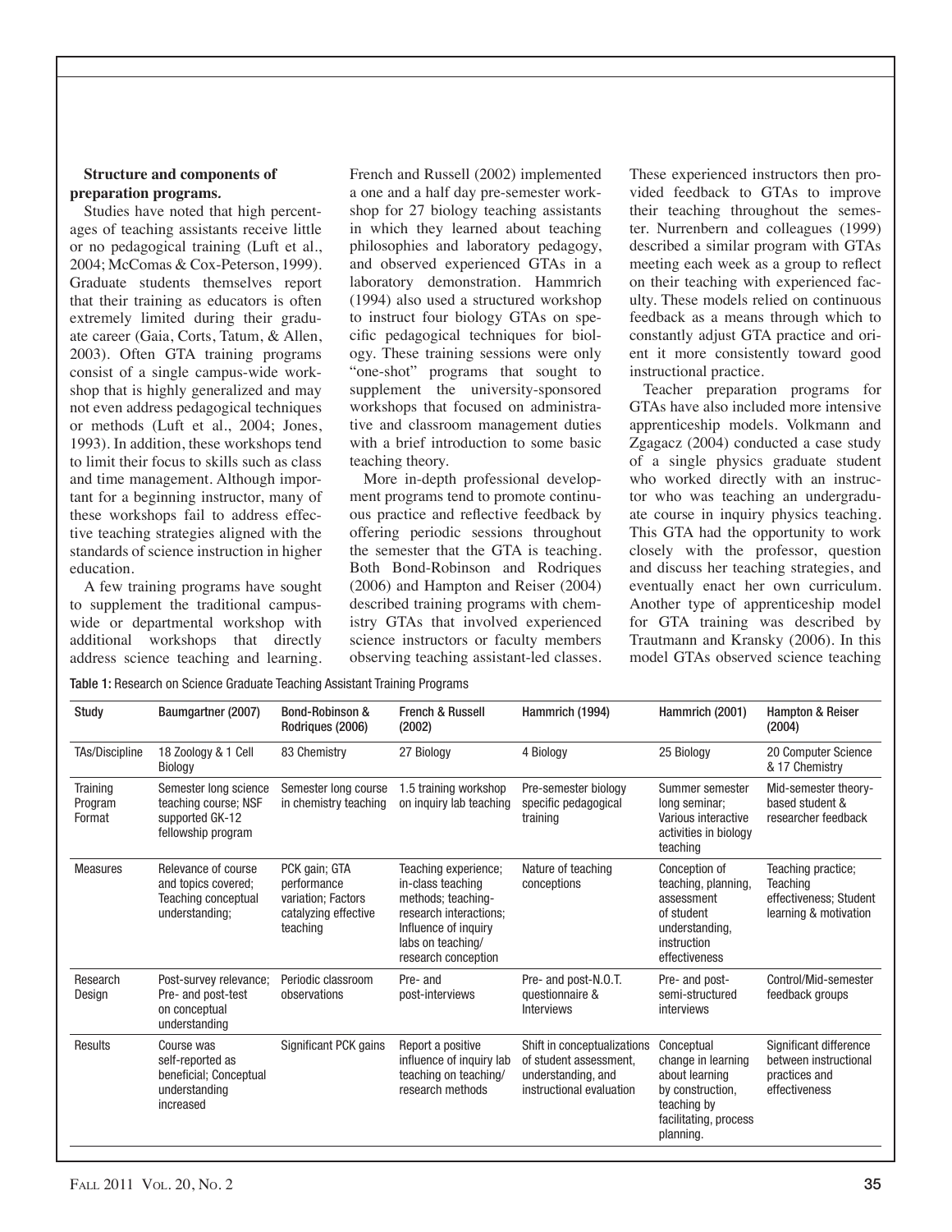**Structure and components of preparation programs.**

Studies have noted that high percentages of teaching assistants receive little or no pedagogical training (Luft et al., 2004; McComas & Cox-Peterson, 1999). Graduate students themselves report that their training as educators is often extremely limited during their graduate career (Gaia, Corts, Tatum, & Allen, 2003). Often GTA training programs consist of a single campus-wide workshop that is highly generalized and may not even address pedagogical techniques or methods (Luft et al., 2004; Jones, 1993). In addition, these workshops tend to limit their focus to skills such as class and time management. Although important for a beginning instructor, many of these workshops fail to address effective teaching strategies aligned with the standards of science instruction in higher education.

A few training programs have sought to supplement the traditional campus-wide or departmental workshop with additional workshops that directly address science teaching and learning. French and Russell (2002) implemented a one and a half day pre-semester workshop for 27 biology teaching assistants in which they learned about teaching philosophies and laboratory pedagogy, and observed experienced GTAs in a laboratory demonstration. Hammrich (1994) also used a structured workshop to instruct four biology GTAs on specific pedagogical techniques for biology. These training sessions were only "one-shot" programs that sought to supplement the university-sponsored workshops that focused on administrative and classroom management duties with a brief introduction to some basic teaching theory.

More in-depth professional development programs tend to promote continuous practice and reflective feedback by offering periodic sessions throughout the semester that the GTA is teaching. Both Bond-Robinson and Rodriques (2006) and Hampton and Reiser (2004) described training programs with chemistry GTAs that involved experienced science instructors or faculty members observing teaching assistant-led classes. These experienced instructors then provided feedback to GTAs to improve their teaching throughout the semester. Nurrenbern and colleagues (1999) described a similar program with GTAs meeting each week as a group to reflect on their teaching with experienced faculty. These models relied on continuous feedback as a means through which to constantly adjust GTA practice and orient it more consistently toward good instructional practice.

Teacher preparation programs for GTAs have also included more intensive apprenticeship models. Volkmann and Zgagacz (2004) conducted a case study of a single physics graduate student who worked directly with an instructor who was teaching an undergraduate course in inquiry physics teaching. This GTA had the opportunity to work closely with the professor, question and discuss her teaching strategies, and eventually enact her own curriculum. Another type of apprenticeship model for GTA training was described by Trautmann and Kransky (2006). In this model GTAs observed science teaching

Table 1: Research on Science Graduate Teaching Assistant Training Programs

| Study | Baumgartner (2007) | Bond-Robinson & Rodriques (2006) | French & Russell (2002) | Hammrich (1994) | Hammrich (2001) | Hampton & Reiser (2004) |
|---|---|---|---|---|---|---|
| TAs/Discipline | 18 Zoology & 1 Cell Biology | 83 Chemistry | 27 Biology | 4 Biology | 25 Biology | 20 Computer Science & 17 Chemistry |
| Training Program Format | Semester long science teaching course; NSF supported GK-12 fellowship program | Semester long course in chemistry teaching | 1.5 training workshop on inquiry lab teaching | Pre-semester biology specific pedagogical training | Summer semester long seminar; Various interactive activities in biology teaching | Mid-semester theory-based student & researcher feedback |
| Measures | Relevance of course and topics covered; Teaching conceptual understanding; | PCK gain; GTA performance variation; Factors catalyzing effective teaching | Teaching experience; in-class teaching methods; teaching-research interactions; Influence of inquiry labs on teaching/ research conception | Nature of teaching conceptions | Conception of teaching, planning, assessment of student understanding, instruction effectiveness | Teaching practice; Teaching effectiveness; Student learning & motivation |
| Research Design | Post-survey relevance; Pre- and post-test on conceptual understanding | Periodic classroom observations | Pre- and post-interviews | Pre- and post-N.O.T. questionnaire & Interviews | Pre- and post-semi-structured interviews | Control/Mid-semester feedback groups |
| Results | Course was self-reported as beneficial; Conceptual understanding increased | Significant PCK gains | Report a positive influence of inquiry lab teaching on teaching/ research methods | Shift in conceptualizations of student assessment, understanding, and instructional evaluation | Conceptual change in learning about learning by construction, teaching by facilitating, process planning. | Significant difference between instructional practices and effectiveness |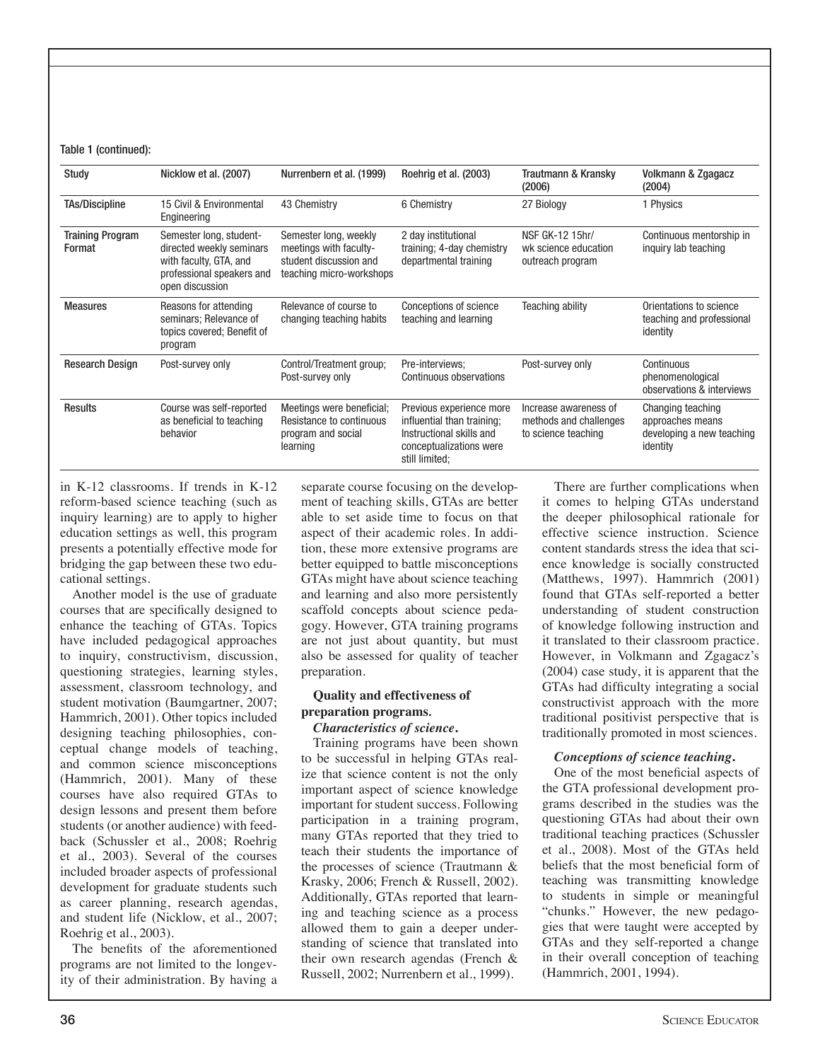Table 1 (continued):

| Study | Nicklow et al. (2007) | Nurrenbern et al. (1999) | Roehrig et al. (2003) | Trautmann & Kransky (2006) | Volkmann & Zgagacz (2004) |
|---|---|---|---|---|---|
| TAs/Discipline | 15 Civil & Environmental Engineering | 43 Chemistry | 6 Chemistry | 27 Biology | 1 Physics |
| Training Program Format | Semester long, student-directed weekly seminars with faculty, GTA, and professional speakers and open discussion | Semester long, weekly meetings with faculty-student discussion and teaching micro-workshops | 2 day institutional training; 4-day chemistry departmental training | NSF GK-12 15hr/wk science education outreach program | Continuous mentorship in inquiry lab teaching |
| Measures | Reasons for attending seminars; Relevance of topics covered; Benefit of program | Relevance of course to changing teaching habits | Conceptions of science teaching and learning | Teaching ability | Orientations to science teaching and professional identity |
| Research Design | Post-survey only | Control/Treatment group; Post-survey only | Pre-interviews; Continuous observations | Post-survey only | Continuous phenomenological observations & interviews |
| Results | Course was self-reported as beneficial to teaching behavior | Meetings were beneficial; Resistance to continuous program and social learning | Previous experience more influential than training; Instructional skills and conceptualizations were still limited; | Increase awareness of methods and challenges to science teaching | Changing teaching approaches means developing a new teaching identity |

in K-12 classrooms. If trends in K-12 reform-based science teaching (such as inquiry learning) are to apply to higher education settings as well, this program presents a potentially effective mode for bridging the gap between these two educational settings.

Another model is the use of graduate courses that are specifically designed to enhance the teaching of GTAs. Topics have included pedagogical approaches to inquiry, constructivism, discussion, questioning strategies, learning styles, assessment, classroom technology, and student motivation (Baumgartner, 2007; Hammrich, 2001). Other topics included designing teaching philosophies, conceptual change models of teaching, and common science misconceptions (Hammrich, 2001). Many of these courses have also required GTAs to design lessons and present them before students (or another audience) with feedback (Schussler et al., 2008; Roehrig et al., 2003). Several of the courses included broader aspects of professional development for graduate students such as career planning, research agendas, and student life (Nicklow, et al., 2007; Roehrig et al., 2003).

The benefits of the aforementioned programs are not limited to the longevity of their administration. By having a separate course focusing on the development of teaching skills, GTAs are better able to set aside time to focus on that aspect of their academic roles. In addition, these more extensive programs are better equipped to battle misconceptions GTAs might have about science teaching and learning and also more persistently scaffold concepts about science pedagogy. However, GTA training programs are not just about quantity, but must also be assessed for quality of teacher preparation.

### Quality and effectiveness of preparation programs.

#### *Characteristics of science.*

Training programs have been shown to be successful in helping GTAs realize that science content is not the only important aspect of science knowledge important for student success. Following participation in a training program, many GTAs reported that they tried to teach their students the importance of the processes of science (Trautmann & Krasky, 2006; French & Russell, 2002). Additionally, GTAs reported that learning and teaching science as a process allowed them to gain a deeper understanding of science that translated into their own research agendas (French & Russell, 2002; Nurrenbern et al., 1999).

There are further complications when it comes to helping GTAs understand the deeper philosophical rationale for effective science instruction. Science content standards stress the idea that science knowledge is socially constructed (Matthews, 1997). Hammrich (2001) found that GTAs self-reported a better understanding of student construction of knowledge following instruction and it translated to their classroom practice. However, in Volkmann and Zgagacz's (2004) case study, it is apparent that the GTAs had difficulty integrating a social constructivist approach with the more traditional positivist perspective that is traditionally promoted in most sciences.

#### *Conceptions of science teaching.*

One of the most beneficial aspects of the GTA professional development programs described in the studies was the questioning GTAs had about their own traditional teaching practices (Schussler et al., 2008). Most of the GTAs held beliefs that the most beneficial form of teaching was transmitting knowledge to students in simple or meaningful "chunks." However, the new pedagogies that were taught were accepted by GTAs and they self-reported a change in their overall conception of teaching (Hammrich, 2001, 1994).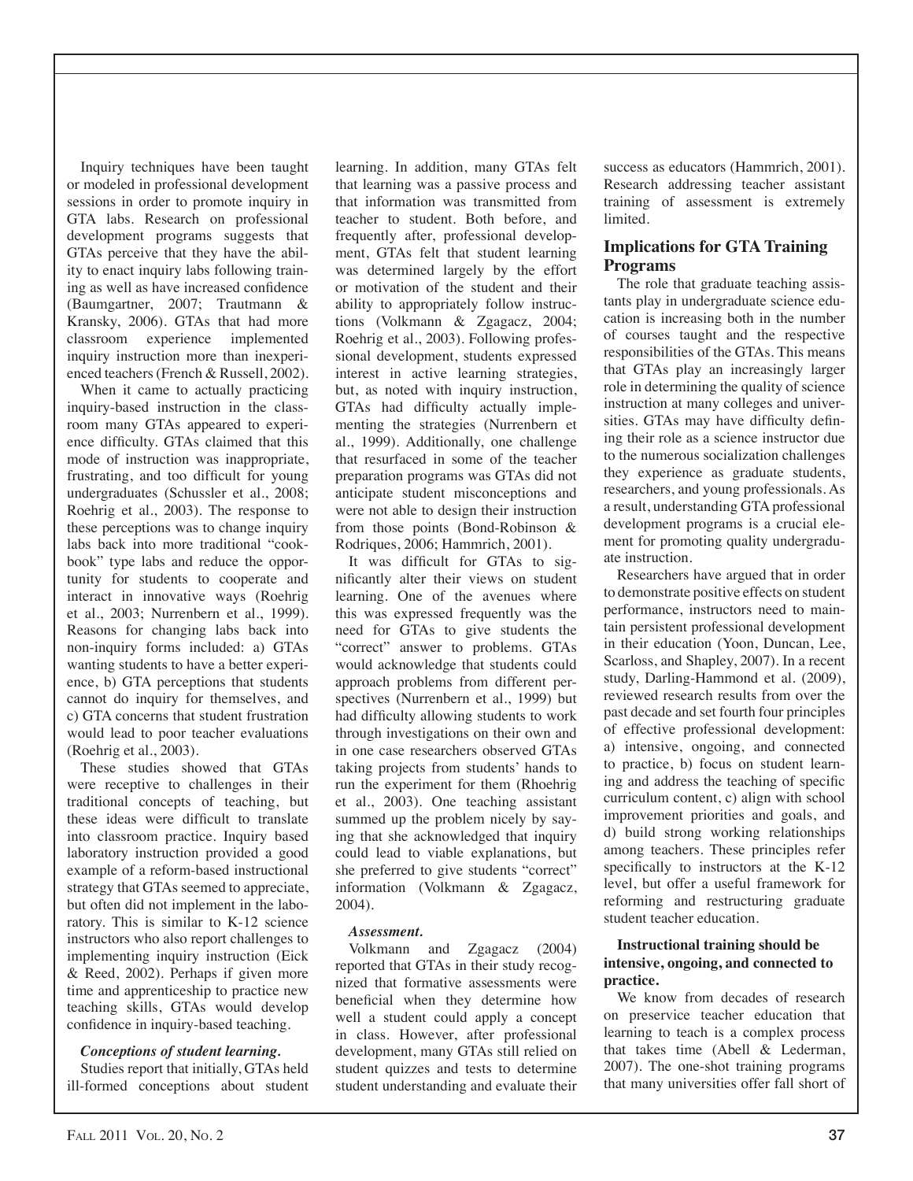Inquiry techniques have been taught or modeled in professional development sessions in order to promote inquiry in GTA labs. Research on professional development programs suggests that GTAs perceive that they have the ability to enact inquiry labs following training as well as have increased confidence (Baumgartner, 2007; Trautmann & Kransky, 2006). GTAs that had more classroom experience implemented inquiry instruction more than inexperienced teachers (French & Russell, 2002).

When it came to actually practicing inquiry-based instruction in the classroom many GTAs appeared to experience difficulty. GTAs claimed that this mode of instruction was inappropriate, frustrating, and too difficult for young undergraduates (Schussler et al., 2008; Roehrig et al., 2003). The response to these perceptions was to change inquiry labs back into more traditional "cookbook" type labs and reduce the opportunity for students to cooperate and interact in innovative ways (Roehrig et al., 2003; Nurrenbern et al., 1999). Reasons for changing labs back into non-inquiry forms included: a) GTAs wanting students to have a better experience, b) GTA perceptions that students cannot do inquiry for themselves, and c) GTA concerns that student frustration would lead to poor teacher evaluations (Roehrig et al., 2003).

These studies showed that GTAs were receptive to challenges in their traditional concepts of teaching, but these ideas were difficult to translate into classroom practice. Inquiry based laboratory instruction provided a good example of a reform-based instructional strategy that GTAs seemed to appreciate, but often did not implement in the laboratory. This is similar to K-12 science instructors who also report challenges to implementing inquiry instruction (Eick & Reed, 2002). Perhaps if given more time and apprenticeship to practice new teaching skills, GTAs would develop confidence in inquiry-based teaching.

***Conceptions of student learning.***

Studies report that initially, GTAs held ill-formed conceptions about student learning. In addition, many GTAs felt that learning was a passive process and that information was transmitted from teacher to student. Both before, and frequently after, professional development, GTAs felt that student learning was determined largely by the effort or motivation of the student and their ability to appropriately follow instructions (Volkmann & Zgagacz, 2004; Roehrig et al., 2003). Following professional development, students expressed interest in active learning strategies, but, as noted with inquiry instruction, GTAs had difficulty actually implementing the strategies (Nurrenbern et al., 1999). Additionally, one challenge that resurfaced in some of the teacher preparation programs was GTAs did not anticipate student misconceptions and were not able to design their instruction from those points (Bond-Robinson & Rodriques, 2006; Hammrich, 2001).

It was difficult for GTAs to significantly alter their views on student learning. One of the avenues where this was expressed frequently was the need for GTAs to give students the "correct" answer to problems. GTAs would acknowledge that students could approach problems from different perspectives (Nurrenbern et al., 1999) but had difficulty allowing students to work through investigations on their own and in one case researchers observed GTAs taking projects from students' hands to run the experiment for them (Rhoehrig et al., 2003). One teaching assistant summed up the problem nicely by saying that she acknowledged that inquiry could lead to viable explanations, but she preferred to give students "correct" information (Volkmann & Zgagacz, 2004).

***Assessment.***

Volkmann and Zgagacz (2004) reported that GTAs in their study recognized that formative assessments were beneficial when they determine how well a student could apply a concept in class. However, after professional development, many GTAs still relied on student quizzes and tests to determine student understanding and evaluate their success as educators (Hammrich, 2001). Research addressing teacher assistant training of assessment is extremely limited.

## Implications for GTA Training Programs

The role that graduate teaching assistants play in undergraduate science education is increasing both in the number of courses taught and the respective responsibilities of the GTAs. This means that GTAs play an increasingly larger role in determining the quality of science instruction at many colleges and universities. GTAs may have difficulty defining their role as a science instructor due to the numerous socialization challenges they experience as graduate students, researchers, and young professionals. As a result, understanding GTA professional development programs is a crucial element for promoting quality undergraduate instruction.

Researchers have argued that in order to demonstrate positive effects on student performance, instructors need to maintain persistent professional development in their education (Yoon, Duncan, Lee, Scarloss, and Shapley, 2007). In a recent study, Darling-Hammond et al. (2009), reviewed research results from over the past decade and set fourth four principles of effective professional development: a) intensive, ongoing, and connected to practice, b) focus on student learning and address the teaching of specific curriculum content, c) align with school improvement priorities and goals, and d) build strong working relationships among teachers. These principles refer specifically to instructors at the K-12 level, but offer a useful framework for reforming and restructuring graduate student teacher education.

**Instructional training should be intensive, ongoing, and connected to practice.**

We know from decades of research on preservice teacher education that learning to teach is a complex process that takes time (Abell & Lederman, 2007). The one-shot training programs that many universities offer fall short of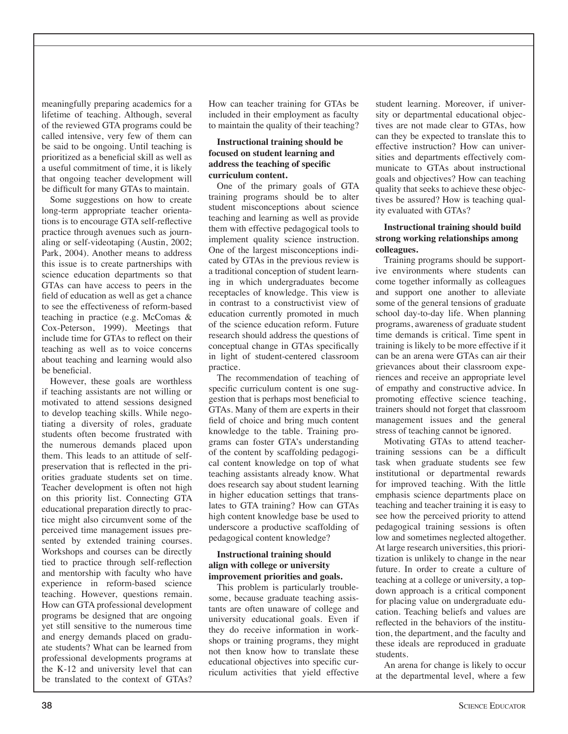meaningfully preparing academics for a lifetime of teaching. Although, several of the reviewed GTA programs could be called intensive, very few of them can be said to be ongoing. Until teaching is prioritized as a beneficial skill as well as a useful commitment of time, it is likely that ongoing teacher development will be difficult for many GTAs to maintain.

Some suggestions on how to create long-term appropriate teacher orientations is to encourage GTA self-reflective practice through avenues such as journaling or self-videotaping (Austin, 2002; Park, 2004). Another means to address this issue is to create partnerships with science education departments so that GTAs can have access to peers in the field of education as well as get a chance to see the effectiveness of reform-based teaching in practice (e.g. McComas & Cox-Peterson, 1999). Meetings that include time for GTAs to reflect on their teaching as well as to voice concerns about teaching and learning would also be beneficial.

However, these goals are worthless if teaching assistants are not willing or motivated to attend sessions designed to develop teaching skills. While negotiating a diversity of roles, graduate students often become frustrated with the numerous demands placed upon them. This leads to an attitude of self-preservation that is reflected in the priorities graduate students set on time. Teacher development is often not high on this priority list. Connecting GTA educational preparation directly to practice might also circumvent some of the perceived time management issues presented by extended training courses. Workshops and courses can be directly tied to practice through self-reflection and mentorship with faculty who have experience in reform-based science teaching. However, questions remain. How can GTA professional development programs be designed that are ongoing yet still sensitive to the numerous time and energy demands placed on graduate students? What can be learned from professional developments programs at the K-12 and university level that can be translated to the context of GTAs? How can teacher training for GTAs be included in their employment as faculty to maintain the quality of their teaching?

**Instructional training should be focused on student learning and address the teaching of specific curriculum content.**

One of the primary goals of GTA training programs should be to alter student misconceptions about science teaching and learning as well as provide them with effective pedagogical tools to implement quality science instruction. One of the largest misconceptions indicated by GTAs in the previous review is a traditional conception of student learning in which undergraduates become receptacles of knowledge. This view is in contrast to a constructivist view of education currently promoted in much of the science education reform. Future research should address the questions of conceptual change in GTAs specifically in light of student-centered classroom practice.

The recommendation of teaching of specific curriculum content is one suggestion that is perhaps most beneficial to GTAs. Many of them are experts in their field of choice and bring much content knowledge to the table. Training programs can foster GTA's understanding of the content by scaffolding pedagogical content knowledge on top of what teaching assistants already know. What does research say about student learning in higher education settings that translates to GTA training? How can GTAs high content knowledge base be used to underscore a productive scaffolding of pedagogical content knowledge?

**Instructional training should align with college or university improvement priorities and goals.**

This problem is particularly troublesome, because graduate teaching assistants are often unaware of college and university educational goals. Even if they do receive information in workshops or training programs, they might not then know how to translate these educational objectives into specific curriculum activities that yield effective student learning. Moreover, if university or departmental educational objectives are not made clear to GTAs, how can they be expected to translate this to effective instruction? How can universities and departments effectively communicate to GTAs about instructional goals and objectives? How can teaching quality that seeks to achieve these objectives be assured? How is teaching quality evaluated with GTAs?

**Instructional training should build strong working relationships among colleagues.**

Training programs should be supportive environments where students can come together informally as colleagues and support one another to alleviate some of the general tensions of graduate school day-to-day life. When planning programs, awareness of graduate student time demands is critical. Time spent in training is likely to be more effective if it can be an arena were GTAs can air their grievances about their classroom experiences and receive an appropriate level of empathy and constructive advice. In promoting effective science teaching, trainers should not forget that classroom management issues and the general stress of teaching cannot be ignored.

Motivating GTAs to attend teacher-training sessions can be a difficult task when graduate students see few institutional or departmental rewards for improved teaching. With the little emphasis science departments place on teaching and teacher training it is easy to see how the perceived priority to attend pedagogical training sessions is often low and sometimes neglected altogether. At large research universities, this prioritization is unlikely to change in the near future. In order to create a culture of teaching at a college or university, a top-down approach is a critical component for placing value on undergraduate education. Teaching beliefs and values are reflected in the behaviors of the institution, the department, and the faculty and these ideals are reproduced in graduate students.

An arena for change is likely to occur at the departmental level, where a few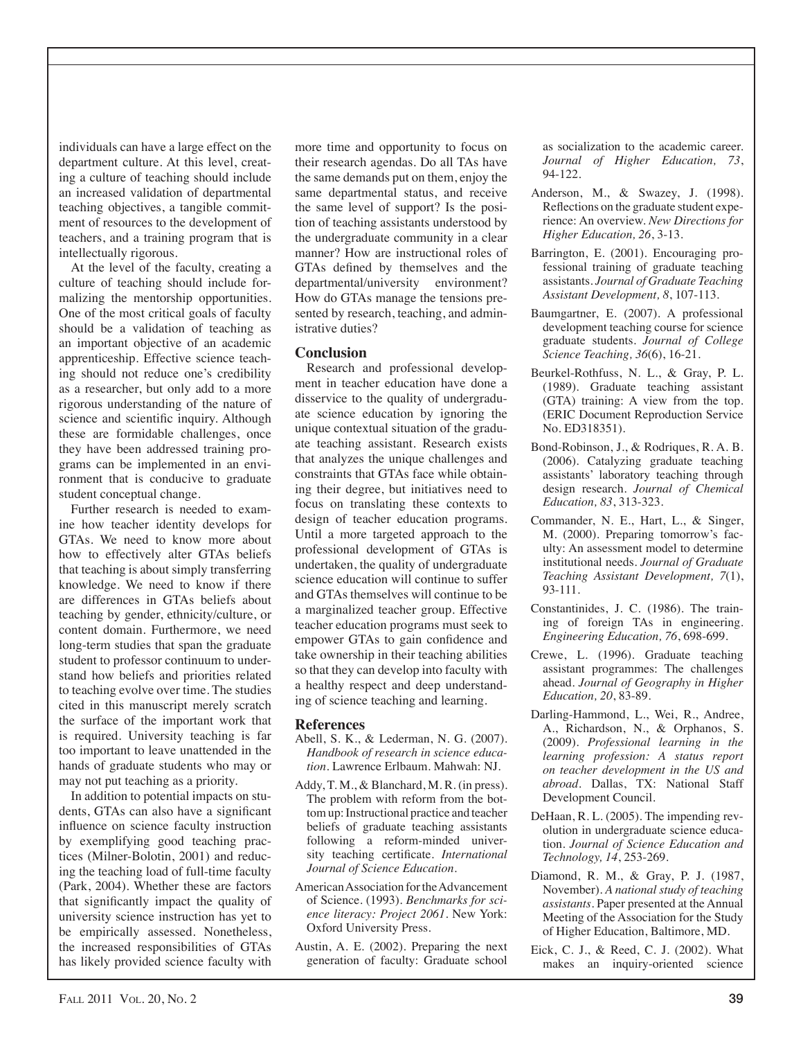individuals can have a large effect on the department culture. At this level, creating a culture of teaching should include an increased validation of departmental teaching objectives, a tangible commitment of resources to the development of teachers, and a training program that is intellectually rigorous.

At the level of the faculty, creating a culture of teaching should include formalizing the mentorship opportunities. One of the most critical goals of faculty should be a validation of teaching as an important objective of an academic apprenticeship. Effective science teaching should not reduce one's credibility as a researcher, but only add to a more rigorous understanding of the nature of science and scientific inquiry. Although these are formidable challenges, once they have been addressed training programs can be implemented in an environment that is conducive to graduate student conceptual change.

Further research is needed to examine how teacher identity develops for GTAs. We need to know more about how to effectively alter GTAs beliefs that teaching is about simply transferring knowledge. We need to know if there are differences in GTAs beliefs about teaching by gender, ethnicity/culture, or content domain. Furthermore, we need long-term studies that span the graduate student to professor continuum to understand how beliefs and priorities related to teaching evolve over time. The studies cited in this manuscript merely scratch the surface of the important work that is required. University teaching is far too important to leave unattended in the hands of graduate students who may or may not put teaching as a priority.

In addition to potential impacts on students, GTAs can also have a significant influence on science faculty instruction by exemplifying good teaching practices (Milner-Bolotin, 2001) and reducing the teaching load of full-time faculty (Park, 2004). Whether these are factors that significantly impact the quality of university science instruction has yet to be empirically assessed. Nonetheless, the increased responsibilities of GTAs has likely provided science faculty with more time and opportunity to focus on their research agendas. Do all TAs have the same demands put on them, enjoy the same departmental status, and receive the same level of support? Is the position of teaching assistants understood by the undergraduate community in a clear manner? How are instructional roles of GTAs defined by themselves and the departmental/university environment? How do GTAs manage the tensions presented by research, teaching, and administrative duties?

## Conclusion

Research and professional development in teacher education have done a disservice to the quality of undergraduate science education by ignoring the unique contextual situation of the graduate teaching assistant. Research exists that analyzes the unique challenges and constraints that GTAs face while obtaining their degree, but initiatives need to focus on translating these contexts to design of teacher education programs. Until a more targeted approach to the professional development of GTAs is undertaken, the quality of undergraduate science education will continue to suffer and GTAs themselves will continue to be a marginalized teacher group. Effective teacher education programs must seek to empower GTAs to gain confidence and take ownership in their teaching abilities so that they can develop into faculty with a healthy respect and deep understanding of science teaching and learning.

## References

Abell, S. K., & Lederman, N. G. (2007). *Handbook of research in science education*. Lawrence Erlbaum. Mahwah: NJ.

Addy, T. M., & Blanchard, M. R. (in press). The problem with reform from the bottom up: Instructional practice and teacher beliefs of graduate teaching assistants following a reform-minded university teaching certificate. *International Journal of Science Education*.

American Association for the Advancement of Science. (1993). *Benchmarks for science literacy: Project 2061*. New York: Oxford University Press.

Austin, A. E. (2002). Preparing the next generation of faculty: Graduate school as socialization to the academic career. *Journal of Higher Education, 73*, 94-122.

Anderson, M., & Swazey, J. (1998). Reflections on the graduate student experience: An overview. *New Directions for Higher Education, 26*, 3-13.

Barrington, E. (2001). Encouraging professional training of graduate teaching assistants. *Journal of Graduate Teaching Assistant Development, 8*, 107-113.

Baumgartner, E. (2007). A professional development teaching course for science graduate students. *Journal of College Science Teaching, 36*(6), 16-21.

Beurkel-Rothfuss, N. L., & Gray, P. L. (1989). Graduate teaching assistant (GTA) training: A view from the top. (ERIC Document Reproduction Service No. ED318351).

Bond-Robinson, J., & Rodriques, R. A. B. (2006). Catalyzing graduate teaching assistants' laboratory teaching through design research. *Journal of Chemical Education, 83*, 313-323.

Commander, N. E., Hart, L., & Singer, M. (2000). Preparing tomorrow's faculty: An assessment model to determine institutional needs. *Journal of Graduate Teaching Assistant Development, 7*(1), 93-111.

Constantinides, J. C. (1986). The training of foreign TAs in engineering. *Engineering Education, 76*, 698-699.

Crewe, L. (1996). Graduate teaching assistant programmes: The challenges ahead. *Journal of Geography in Higher Education, 20*, 83-89.

Darling-Hammond, L., Wei, R., Andree, A., Richardson, N., & Orphanos, S. (2009). *Professional learning in the learning profession: A status report on teacher development in the US and abroad*. Dallas, TX: National Staff Development Council.

DeHaan, R. L. (2005). The impending revolution in undergraduate science education. *Journal of Science Education and Technology, 14*, 253-269.

Diamond, R. M., & Gray, P. J. (1987, November). *A national study of teaching assistants*. Paper presented at the Annual Meeting of the Association for the Study of Higher Education, Baltimore, MD.

Eick, C. J., & Reed, C. J. (2002). What makes an inquiry-oriented science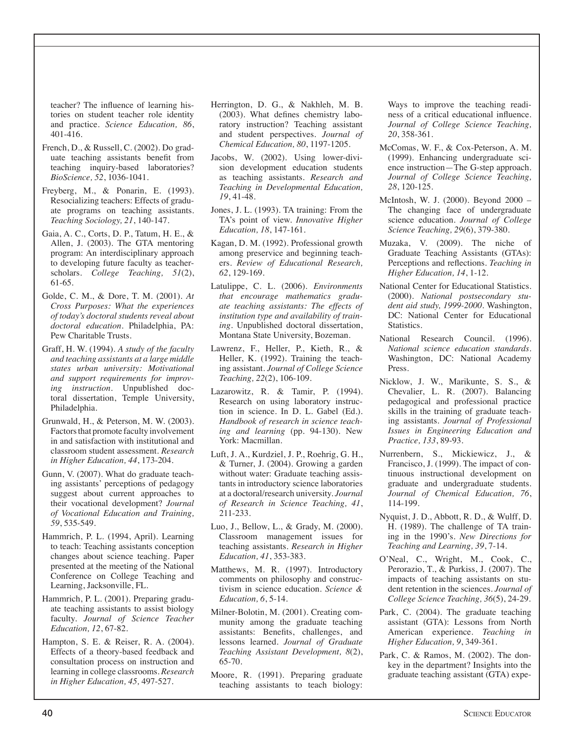teacher? The influence of learning histories on student teacher role identity and practice. *Science Education, 86*, 401-416.

French, D., & Russell, C. (2002). Do graduate teaching assistants benefit from teaching inquiry-based laboratories? *BioScience, 52*, 1036-1041.

Freyberg, M., & Ponarin, E. (1993). Resocializing teachers: Effects of graduate programs on teaching assistants. *Teaching Sociology, 21*, 140-147.

Gaia, A. C., Corts, D. P., Tatum, H. E., & Allen, J. (2003). The GTA mentoring program: An interdisciplinary approach to developing future faculty as teacher-scholars. *College Teaching, 51*(2), 61-65.

Golde, C. M., & Dore, T. M. (2001). *At Cross Purposes: What the experiences of today's doctoral students reveal about doctoral education*. Philadelphia, PA: Pew Charitable Trusts.

Graff, H. W. (1994). *A study of the faculty and teaching assistants at a large middle states urban university: Motivational and support requirements for improving instruction*. Unpublished doctoral dissertation, Temple University, Philadelphia.

Grunwald, H., & Peterson, M. W. (2003). Factors that promote faculty involvement in and satisfaction with institutional and classroom student assessment. *Research in Higher Education, 44*, 173-204.

Gunn, V. (2007). What do graduate teaching assistants' perceptions of pedagogy suggest about current approaches to their vocational development? *Journal of Vocational Education and Training, 59*, 535-549.

Hammrich, P. L. (1994, April). Learning to teach: Teaching assistants conception changes about science teaching. Paper presented at the meeting of the National Conference on College Teaching and Learning, Jacksonville, FL.

Hammrich, P. L. (2001). Preparing graduate teaching assistants to assist biology faculty. *Journal of Science Teacher Education, 12*, 67-82.

Hampton, S. E. & Reiser, R. A. (2004). Effects of a theory-based feedback and consultation process on instruction and learning in college classrooms. *Research in Higher Education, 45,* 497-527.

Herrington, D. G., & Nakhleh, M. B. (2003). What defines chemistry laboratory instruction? Teaching assistant and student perspectives. *Journal of Chemical Education, 80*, 1197-1205.

Jacobs, W. (2002). Using lower-division development education students as teaching assistants. *Research and Teaching in Developmental Education, 19*, 41-48.

Jones, J. L. (1993). TA training: From the TA's point of view. *Innovative Higher Education, 18*, 147-161.

Kagan, D. M. (1992). Professional growth among preservice and beginning teachers. *Review of Educational Research, 62*, 129-169.

Latulippe, C. L. (2006). *Environments that encourage mathematics graduate teaching assistants: The effects of institution type and availability of training*. Unpublished doctoral dissertation, Montana State University, Bozeman.

Lawrenz, F., Heller, P., Kieth, R., & Heller, K. (1992). Training the teaching assistant. *Journal of College Science Teaching, 22*(2), 106-109.

Lazarowitz, R. & Tamir, P. (1994). Research on using laboratory instruction in science. In D. L. Gabel (Ed.). *Handbook of research in science teaching and learning* (pp. 94-130). New York: Macmillan.

Luft, J. A., Kurdziel, J. P., Roehrig, G. H., & Turner, J. (2004). Growing a garden without water: Graduate teaching assistants in introductory science laboratories at a doctoral/research university. *Journal of Research in Science Teaching, 41*, 211-233.

Luo, J., Bellow, L., & Grady, M. (2000). Classroom management issues for teaching assistants. *Research in Higher Education, 41*, 353-383.

Matthews, M. R. (1997). Introductory comments on philosophy and constructivism in science education. *Science & Education, 6*, 5-14.

Milner-Bolotin, M. (2001). Creating community among the graduate teaching assistants: Benefits, challenges, and lessons learned. *Journal of Graduate Teaching Assistant Development, 8*(2), 65-70.

Moore, R. (1991). Preparing graduate teaching assistants to teach biology: Ways to improve the teaching readiness of a critical educational influence. *Journal of College Science Teaching, 20*, 358-361.

McComas, W. F., & Cox-Peterson, A. M. (1999). Enhancing undergraduate science instruction—The G-step approach. *Journal of College Science Teaching, 28*, 120-125.

McIntosh, W. J. (2000). Beyond 2000 – The changing face of undergraduate science education. *Journal of College Science Teaching, 29*(6), 379-380.

Muzaka, V. (2009). The niche of Graduate Teaching Assistants (GTAs): Perceptions and reflections. *Teaching in Higher Education, 14*, 1-12.

National Center for Educational Statistics. (2000). *National postsecondary student aid study, 1999-2000*. Washington, DC: National Center for Educational Statistics.

National Research Council. (1996). *National science education standards*. Washington, DC: National Academy Press.

Nicklow, J. W., Marikunte, S. S., & Chevalier, L. R. (2007). Balancing pedagogical and professional practice skills in the training of graduate teaching assistants. *Journal of Professional Issues in Engineering Education and Practice, 133*, 89-93.

Nurrenbern, S., Mickiewicz, J., & Francisco, J. (1999). The impact of continuous instructional development on graduate and undergraduate students. *Journal of Chemical Education, 76*, 114-199.

Nyquist, J. D., Abbott, R. D., & Wulff, D. H. (1989). The challenge of TA training in the 1990's. *New Directions for Teaching and Learning, 39*, 7-14.

O'Neal, C., Wright, M., Cook, C., Perorazio, T., & Purkiss, J. (2007). The impacts of teaching assistants on student retention in the sciences. *Journal of College Science Teaching, 36*(5), 24-29.

Park, C. (2004). The graduate teaching assistant (GTA): Lessons from North American experience. *Teaching in Higher Education, 9*, 349-361.

Park, C. & Ramos, M. (2002). The donkey in the department? Insights into the graduate teaching assistant (GTA) expe-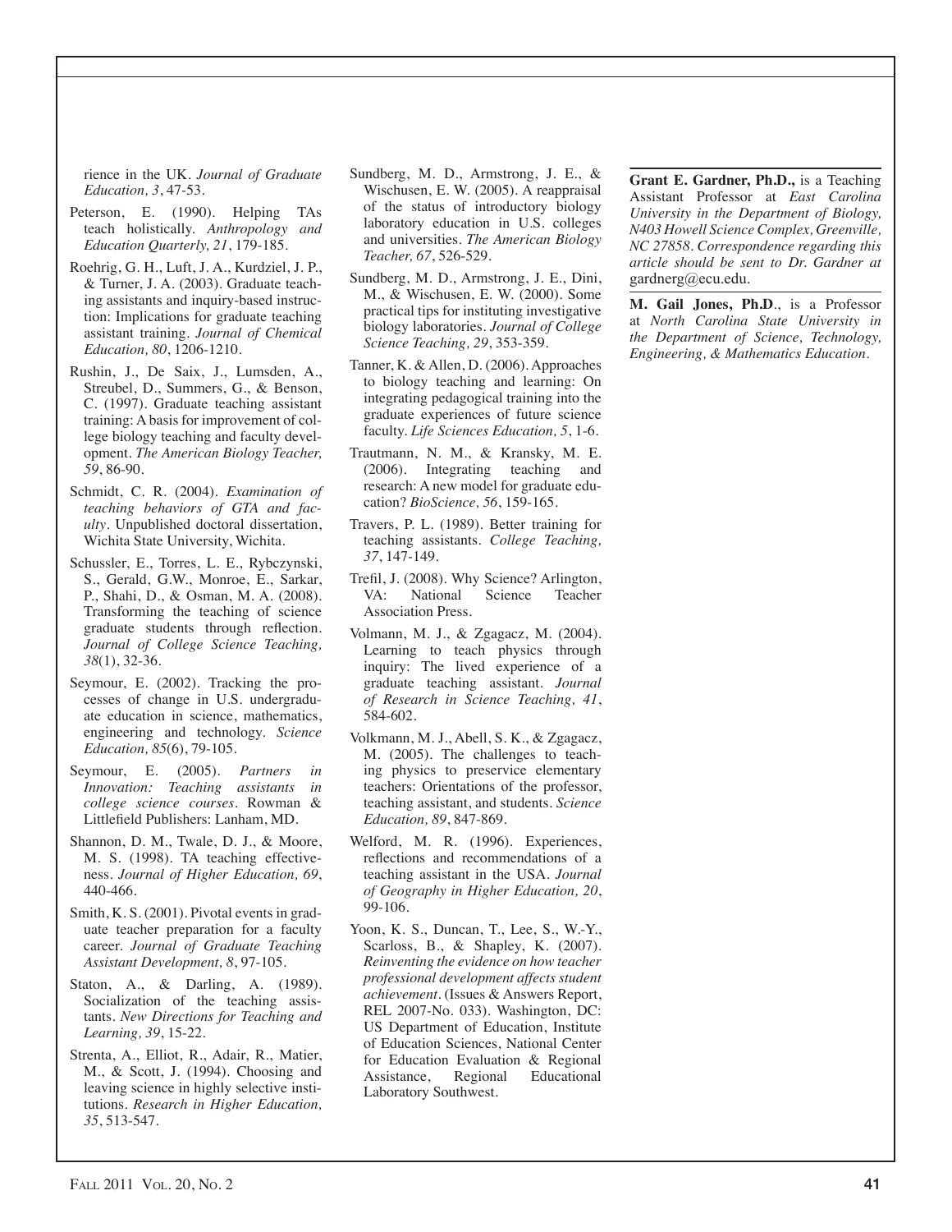rience in the UK. *Journal of Graduate Education, 3*, 47-53.

Peterson, E. (1990). Helping TAs teach holistically. *Anthropology and Education Quarterly, 21*, 179-185.

Roehrig, G. H., Luft, J. A., Kurdziel, J. P., & Turner, J. A. (2003). Graduate teaching assistants and inquiry-based instruction: Implications for graduate teaching assistant training. *Journal of Chemical Education, 80*, 1206-1210.

Rushin, J., De Saix, J., Lumsden, A., Streubel, D., Summers, G., & Benson, C. (1997). Graduate teaching assistant training: A basis for improvement of college biology teaching and faculty development. *The American Biology Teacher, 59*, 86-90.

Schmidt, C. R. (2004). *Examination of teaching behaviors of GTA and faculty*. Unpublished doctoral dissertation, Wichita State University, Wichita.

Schussler, E., Torres, L. E., Rybczynski, S., Gerald, G.W., Monroe, E., Sarkar, P., Shahi, D., & Osman, M. A. (2008). Transforming the teaching of science graduate students through reflection. *Journal of College Science Teaching, 38*(1), 32-36.

Seymour, E. (2002). Tracking the processes of change in U.S. undergraduate education in science, mathematics, engineering and technology. *Science Education, 85*(6), 79-105.

Seymour, E. (2005). *Partners in Innovation: Teaching assistants in college science courses*. Rowman & Littlefield Publishers: Lanham, MD.

Shannon, D. M., Twale, D. J., & Moore, M. S. (1998). TA teaching effectiveness. *Journal of Higher Education, 69*, 440-466.

Smith, K. S. (2001). Pivotal events in graduate teacher preparation for a faculty career. *Journal of Graduate Teaching Assistant Development, 8*, 97-105.

Staton, A., & Darling, A. (1989). Socialization of the teaching assistants. *New Directions for Teaching and Learning, 39*, 15-22.

Strenta, A., Elliot, R., Adair, R., Matier, M., & Scott, J. (1994). Choosing and leaving science in highly selective institutions. *Research in Higher Education, 35*, 513-547.

Sundberg, M. D., Armstrong, J. E., & Wischusen, E. W. (2005). A reappraisal of the status of introductory biology laboratory education in U.S. colleges and universities. *The American Biology Teacher, 67*, 526-529.

Sundberg, M. D., Armstrong, J. E., Dini, M., & Wischusen, E. W. (2000). Some practical tips for instituting investigative biology laboratories. *Journal of College Science Teaching, 29*, 353-359.

Tanner, K. & Allen, D. (2006). Approaches to biology teaching and learning: On integrating pedagogical training into the graduate experiences of future science faculty. *Life Sciences Education, 5*, 1-6.

Trautmann, N. M., & Kransky, M. E. (2006). Integrating teaching and research: A new model for graduate education? *BioScience, 56*, 159-165.

Travers, P. L. (1989). Better training for teaching assistants. *College Teaching, 37*, 147-149.

Trefil, J. (2008). Why Science? Arlington, VA: National Science Teacher Association Press.

Volmann, M. J., & Zgagacz, M. (2004). Learning to teach physics through inquiry: The lived experience of a graduate teaching assistant. *Journal of Research in Science Teaching, 41*, 584-602.

Volkmann, M. J., Abell, S. K., & Zgagacz, M. (2005). The challenges to teaching physics to preservice elementary teachers: Orientations of the professor, teaching assistant, and students. *Science Education, 89*, 847-869.

Welford, M. R. (1996). Experiences, reflections and recommendations of a teaching assistant in the USA. *Journal of Geography in Higher Education, 20*, 99-106.

Yoon, K. S., Duncan, T., Lee, S., W.-Y., Scarloss, B., & Shapley, K. (2007). *Reinventing the evidence on how teacher professional development affects student achievement*. (Issues & Answers Report, REL 2007-No. 033). Washington, DC: US Department of Education, Institute of Education Sciences, National Center for Education Evaluation & Regional Assistance, Regional Educational Laboratory Southwest.

---

**Grant E. Gardner, Ph.D.,** is a Teaching Assistant Professor at *East Carolina University in the Department of Biology, N403 Howell Science Complex, Greenville, NC 27858. Correspondence regarding this article should be sent to Dr. Gardner at* gardnerg@ecu.edu.

**M. Gail Jones, Ph.D**., is a Professor at *North Carolina State University in the Department of Science, Technology, Engineering, & Mathematics Education*.